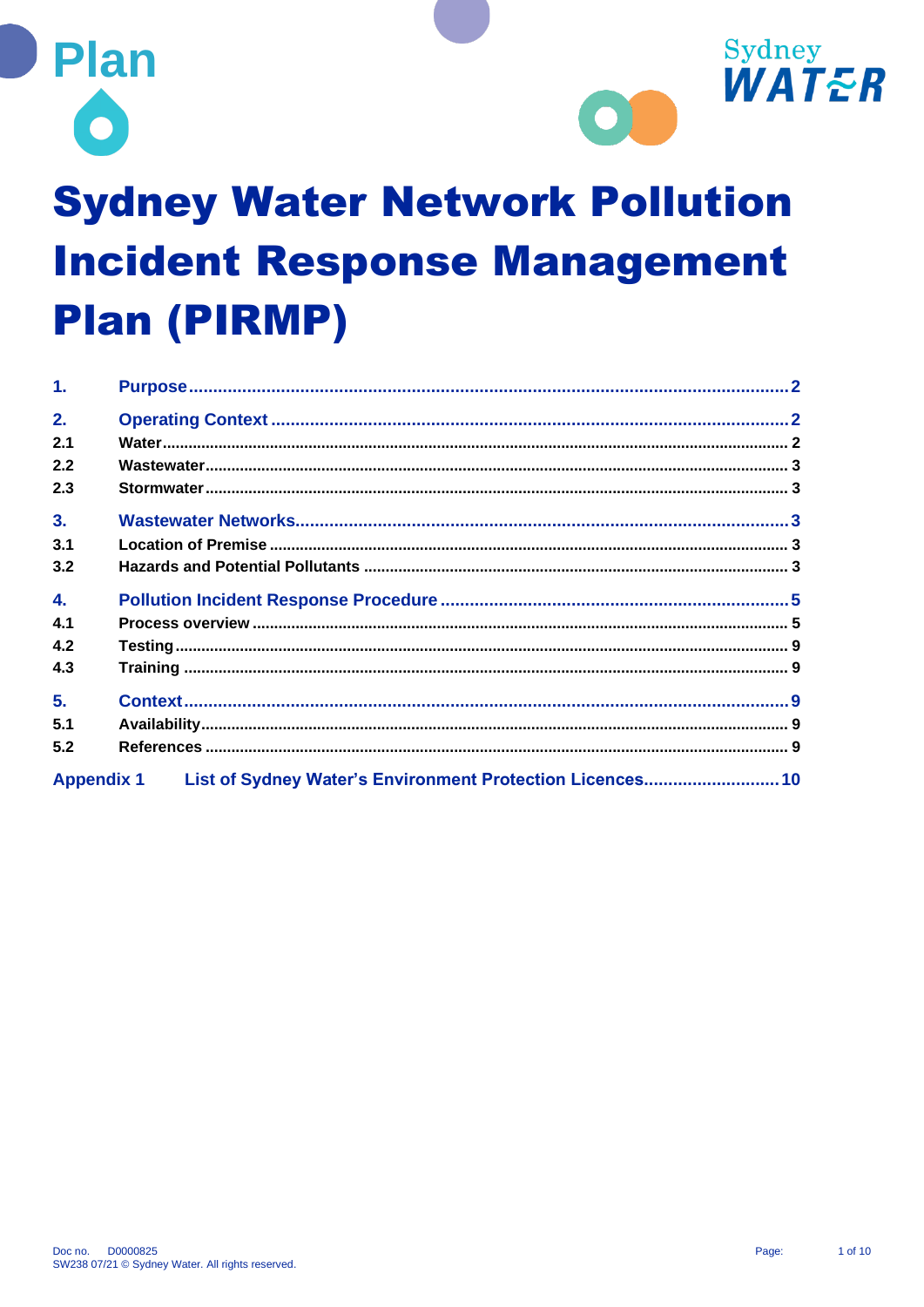Plan

# Sydney Water Network Pollution Incident Response Management Plan (PIRMP)

| | | |
|---|---|---|
| 1. | Purpose | 2 |
| 2. | Operating Context | 2 |
| 2.1 | Water | 2 |
| 2.2 | Wastewater | 3 |
| 2.3 | Stormwater | 3 |
| 3. | Wastewater Networks | 3 |
| 3.1 | Location of Premise | 3 |
| 3.2 | Hazards and Potential Pollutants | 3 |
| 4. | Pollution Incident Response Procedure | 5 |
| 4.1 | Process overview | 5 |
| 4.2 | Testing | 9 |
| 4.3 | Training | 9 |
| 5. | Context | 9 |
| 5.1 | Availability | 9 |
| 5.2 | References | 9 |
| Appendix 1 | List of Sydney Water's Environment Protection Licences | 10 |

Doc no. D0000825
SW238 07/21 © Sydney Water. All rights reserved.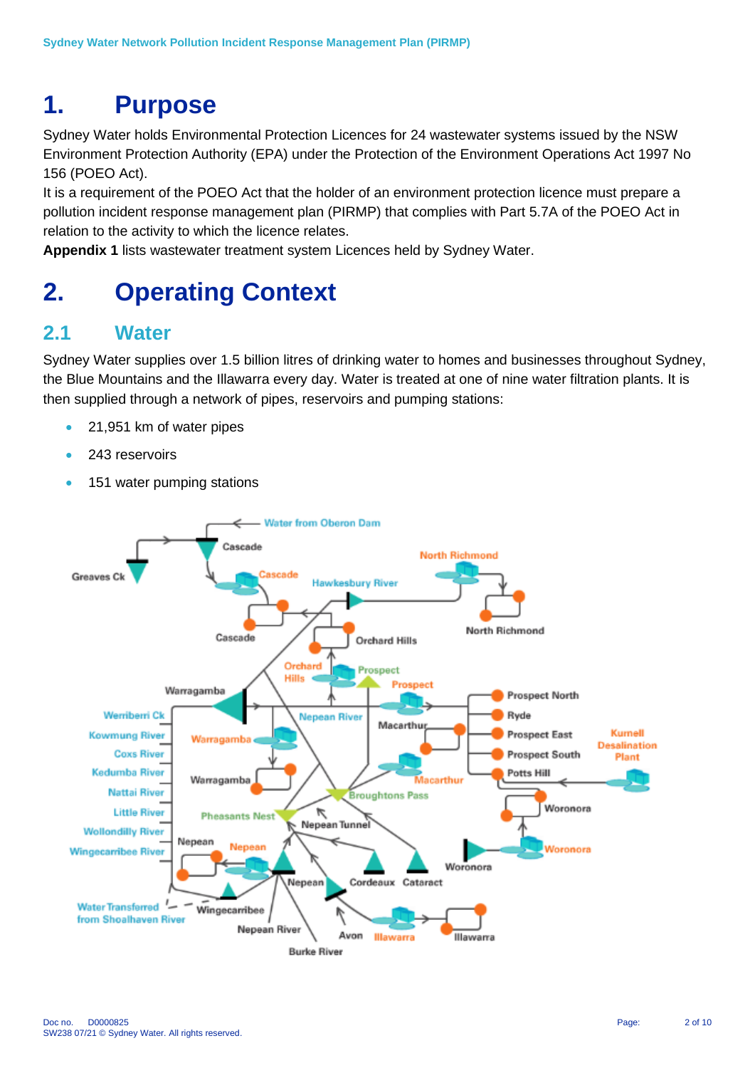# 1. Purpose

Sydney Water holds Environmental Protection Licences for 24 wastewater systems issued by the NSW Environment Protection Authority (EPA) under the Protection of the Environment Operations Act 1997 No 156 (POEO Act).

It is a requirement of the POEO Act that the holder of an environment protection licence must prepare a pollution incident response management plan (PIRMP) that complies with Part 5.7A of the POEO Act in relation to the activity to which the licence relates.

**Appendix 1** lists wastewater treatment system Licences held by Sydney Water.

# 2. Operating Context

## 2.1 Water

Sydney Water supplies over 1.5 billion litres of drinking water to homes and businesses throughout Sydney, the Blue Mountains and the Illawarra every day. Water is treated at one of nine water filtration plants. It is then supplied through a network of pipes, reservoirs and pumping stations:

- 21,951 km of water pipes
- 243 reservoirs
- 151 water pumping stations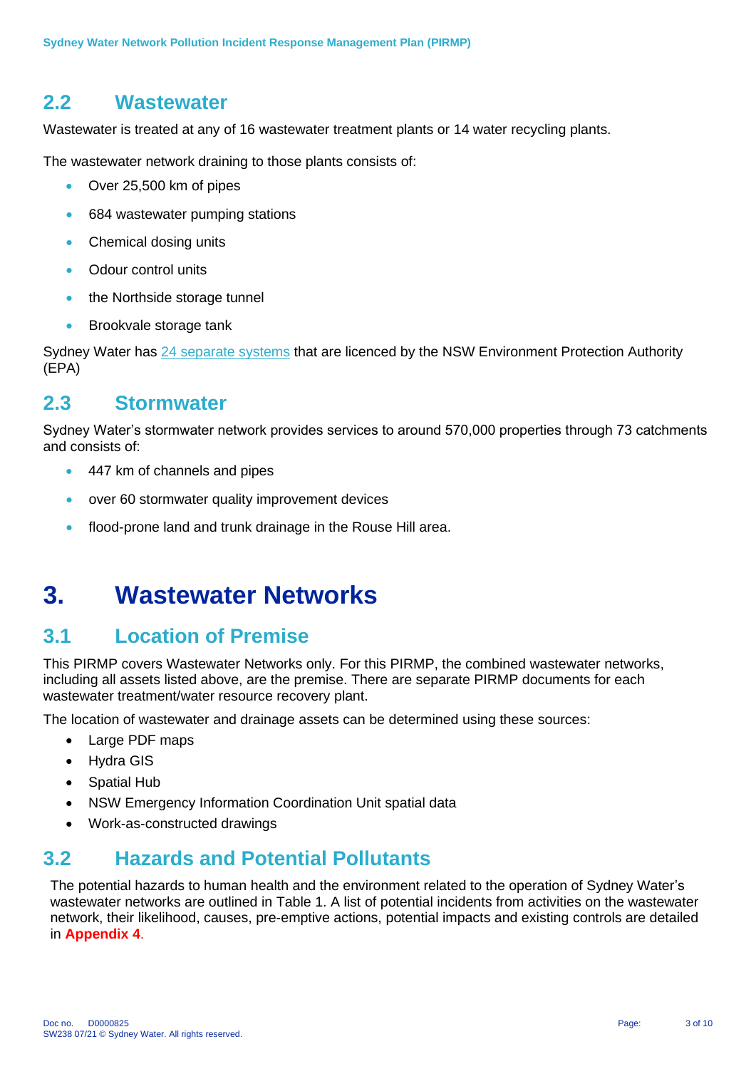## 2.2 Wastewater

Wastewater is treated at any of 16 wastewater treatment plants or 14 water recycling plants.

The wastewater network draining to those plants consists of:

- Over 25,500 km of pipes
- 684 wastewater pumping stations
- Chemical dosing units
- Odour control units
- the Northside storage tunnel
- Brookvale storage tank

Sydney Water has 24 separate systems that are licenced by the NSW Environment Protection Authority (EPA)

## 2.3 Stormwater

Sydney Water's stormwater network provides services to around 570,000 properties through 73 catchments and consists of:

- 447 km of channels and pipes
- over 60 stormwater quality improvement devices
- flood-prone land and trunk drainage in the Rouse Hill area.

# 3. Wastewater Networks

## 3.1 Location of Premise

This PIRMP covers Wastewater Networks only. For this PIRMP, the combined wastewater networks, including all assets listed above, are the premise. There are separate PIRMP documents for each wastewater treatment/water resource recovery plant.

The location of wastewater and drainage assets can be determined using these sources:

- Large PDF maps
- Hydra GIS
- Spatial Hub
- NSW Emergency Information Coordination Unit spatial data
- Work-as-constructed drawings

## 3.2 Hazards and Potential Pollutants

The potential hazards to human health and the environment related to the operation of Sydney Water's wastewater networks are outlined in Table 1. A list of potential incidents from activities on the wastewater network, their likelihood, causes, pre-emptive actions, potential impacts and existing controls are detailed in **Appendix 4**.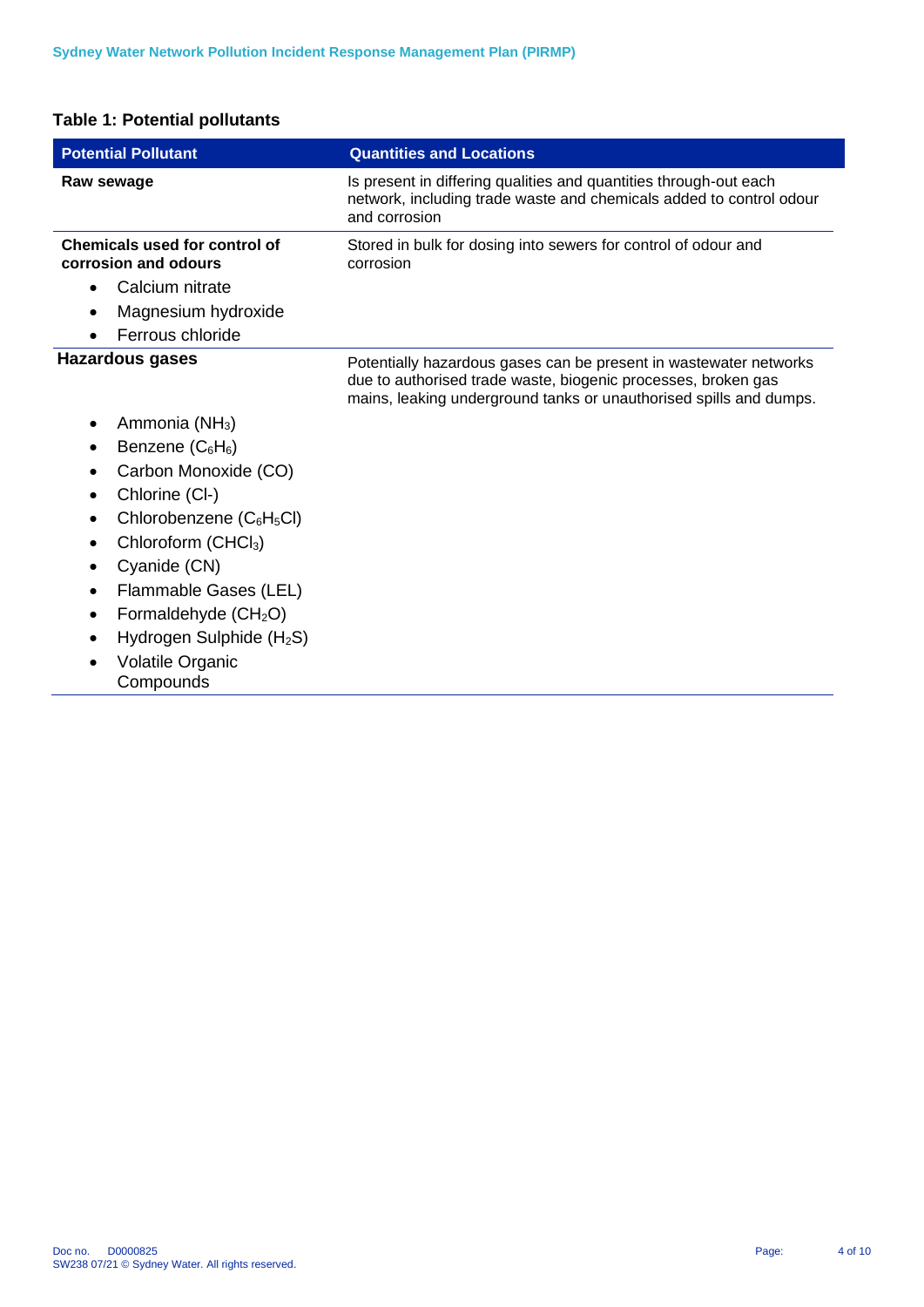**Table 1: Potential pollutants**

| Potential Pollutant | Quantities and Locations |
| --- | --- |
| **Raw sewage** | Is present in differing qualities and quantities through-out each network, including trade waste and chemicals added to control odour and corrosion |
| **Chemicals used for control of corrosion and odours**<br>• Calcium nitrate<br>• Magnesium hydroxide<br>• Ferrous chloride | Stored in bulk for dosing into sewers for control of odour and corrosion |
| **Hazardous gases**<br>• Ammonia ($NH_3$)<br>• Benzene ($C_6H_6$)<br>• Carbon Monoxide (CO)<br>• Chlorine (Cl-)<br>• Chlorobenzene ($C_6H_5Cl$)<br>• Chloroform ($CHCl_3$)<br>• Cyanide (CN)<br>• Flammable Gases (LEL)<br>• Formaldehyde ($CH_2O$)<br>• Hydrogen Sulphide ($H_2S$)<br>• Volatile Organic Compounds | Potentially hazardous gases can be present in wastewater networks due to authorised trade waste, biogenic processes, broken gas mains, leaking underground tanks or unauthorised spills and dumps. |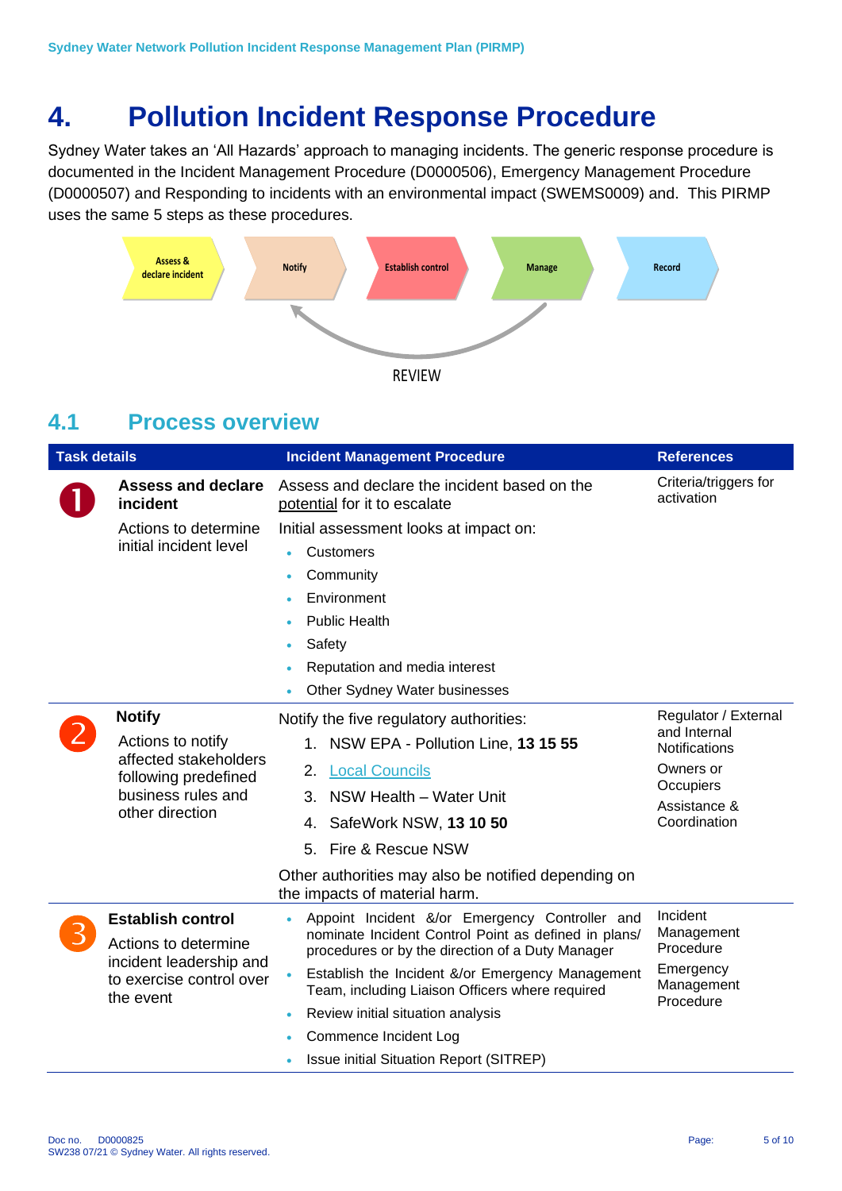# 4. Pollution Incident Response Procedure

Sydney Water takes an 'All Hazards' approach to managing incidents. The generic response procedure is documented in the Incident Management Procedure (D0000506), Emergency Management Procedure (D0000507) and Responding to incidents with an environmental impact (SWEMS0009) and. This PIRMP uses the same 5 steps as these procedures.

Assess & declare incident → Notify → Establish control → Manage → Record

REVIEW

## 4.1 Process overview

| | Task details | Incident Management Procedure | References |
|---|---|---|---|
| 1 | **Assess and declare incident**<br>Actions to determine initial incident level | Assess and declare the incident based on the potential for it to escalate<br>Initial assessment looks at impact on:<br>• Customers<br>• Community<br>• Environment<br>• Public Health<br>• Safety<br>• Reputation and media interest<br>• Other Sydney Water businesses | Criteria/triggers for activation |
| 2 | **Notify**<br>Actions to notify affected stakeholders following predefined business rules and other direction | Notify the five regulatory authorities:<br>1. NSW EPA - Pollution Line, **13 15 55**<br>2. Local Councils<br>3. NSW Health – Water Unit<br>4. SafeWork NSW, **13 10 50**<br>5. Fire & Rescue NSW<br>Other authorities may also be notified depending on the impacts of material harm. | Regulator / External and Internal Notifications<br>Owners or Occupiers<br>Assistance & Coordination |
| 3 | **Establish control**<br>Actions to determine incident leadership and to exercise control over the event | • Appoint Incident &/or Emergency Controller and nominate Incident Control Point as defined in plans/ procedures or by the direction of a Duty Manager<br>• Establish the Incident &/or Emergency Management Team, including Liaison Officers where required<br>• Review initial situation analysis<br>• Commence Incident Log<br>• Issue initial Situation Report (SITREP) | Incident Management Procedure<br>Emergency Management Procedure |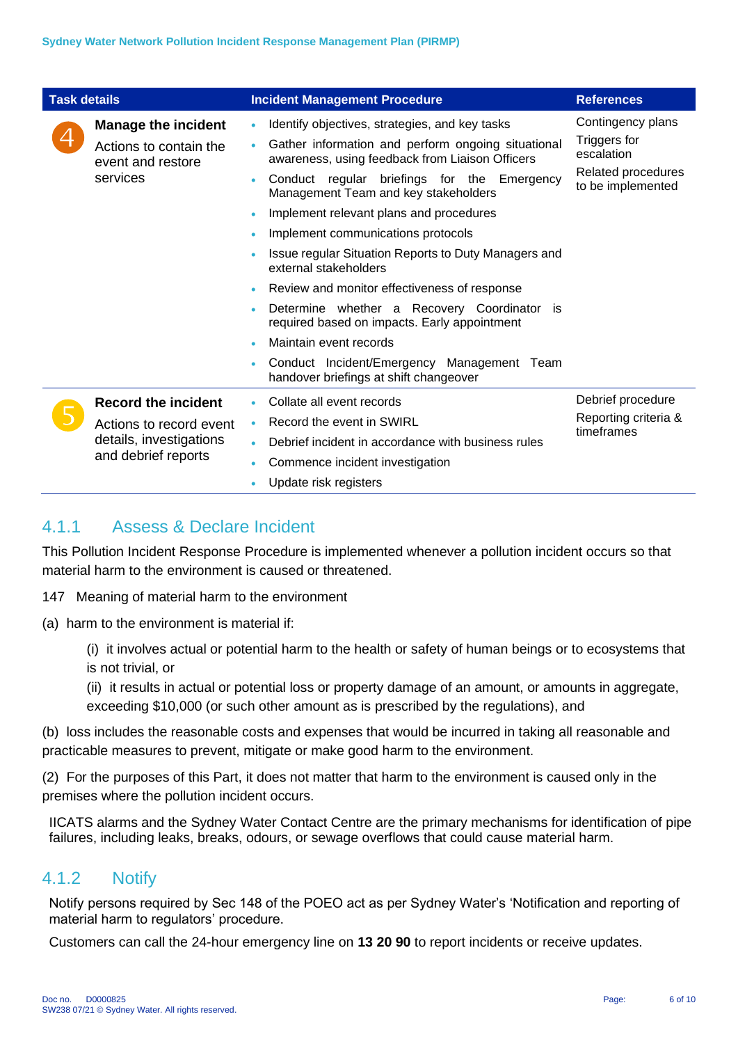| Task details | Incident Management Procedure | References |
|---|---|---|
| 4 **Manage the incident**<br>Actions to contain the event and restore services | • Identify objectives, strategies, and key tasks<br>• Gather information and perform ongoing situational awareness, using feedback from Liaison Officers<br>• Conduct regular briefings for the Emergency Management Team and key stakeholders<br>• Implement relevant plans and procedures<br>• Implement communications protocols<br>• Issue regular Situation Reports to Duty Managers and external stakeholders<br>• Review and monitor effectiveness of response<br>• Determine whether a Recovery Coordinator is required based on impacts. Early appointment<br>• Maintain event records<br>• Conduct Incident/Emergency Management Team handover briefings at shift changeover | Contingency plans<br>Triggers for escalation<br>Related procedures to be implemented |
| 5 **Record the incident**<br>Actions to record event details, investigations and debrief reports | • Collate all event records<br>• Record the event in SWIRL<br>• Debrief incident in accordance with business rules<br>• Commence incident investigation<br>• Update risk registers | Debrief procedure<br>Reporting criteria & timeframes |

### 4.1.1 Assess & Declare Incident

This Pollution Incident Response Procedure is implemented whenever a pollution incident occurs so that material harm to the environment is caused or threatened.

147 Meaning of material harm to the environment

(a) harm to the environment is material if:

(i) it involves actual or potential harm to the health or safety of human beings or to ecosystems that is not trivial, or

(ii) it results in actual or potential loss or property damage of an amount, or amounts in aggregate, exceeding $10,000 (or such other amount as is prescribed by the regulations), and

(b) loss includes the reasonable costs and expenses that would be incurred in taking all reasonable and practicable measures to prevent, mitigate or make good harm to the environment.

(2) For the purposes of this Part, it does not matter that harm to the environment is caused only in the premises where the pollution incident occurs.

IICATS alarms and the Sydney Water Contact Centre are the primary mechanisms for identification of pipe failures, including leaks, breaks, odours, or sewage overflows that could cause material harm.

### 4.1.2 Notify

Notify persons required by Sec 148 of the POEO act as per Sydney Water's 'Notification and reporting of material harm to regulators' procedure.

Customers can call the 24-hour emergency line on **13 20 90** to report incidents or receive updates.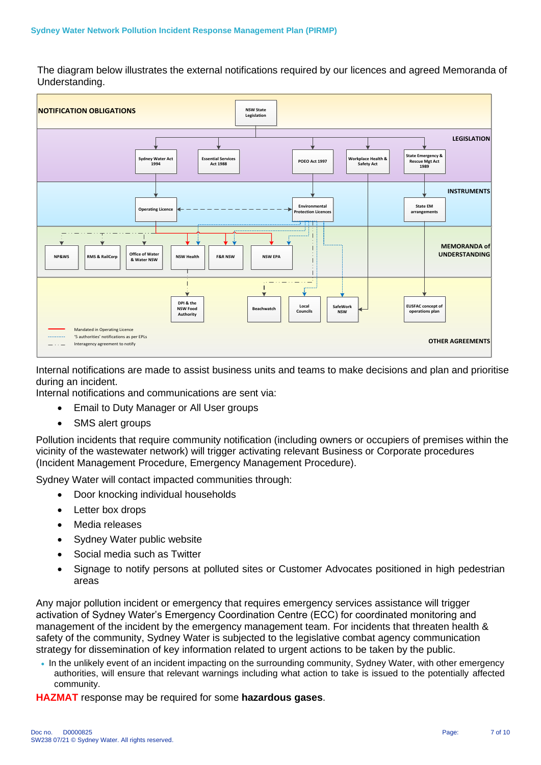The diagram below illustrates the external notifications required by our licences and agreed Memoranda of Understanding.

NOTIFICATION OBLIGATIONS

NSW State Legislation

LEGISLATION

Sydney Water Act 1994 | Essential Services Act 1988 | POEO Act 1997 | Workplace Health & Safety Act | State Emergency & Rescue Mgt Act 1989

INSTRUMENTS

Operating Licence | Environmental Protection Licences | State EM arrangements

MEMORANDA of UNDERSTANDING

NP&WS | RMS & RailCorp | Office of Water & Water NSW | NSW Health | F&R NSW | NSW EPA

OTHER AGREEMENTS

DPI & the NSW Food Authority | Beachwatch | Local Councils | SafeWork NSW | EUSFAC concept of operations plan

- Mandated in Operating Licence
- '5 authorities' notifications as per EPLs
- Interagency agreement to notify

Internal notifications are made to assist business units and teams to make decisions and plan and prioritise during an incident.

Internal notifications and communications are sent via:

- Email to Duty Manager or All User groups
- SMS alert groups

Pollution incidents that require community notification (including owners or occupiers of premises within the vicinity of the wastewater network) will trigger activating relevant Business or Corporate procedures (Incident Management Procedure, Emergency Management Procedure).

Sydney Water will contact impacted communities through:

- Door knocking individual households
- Letter box drops
- Media releases
- Sydney Water public website
- Social media such as Twitter
- Signage to notify persons at polluted sites or Customer Advocates positioned in high pedestrian areas

Any major pollution incident or emergency that requires emergency services assistance will trigger activation of Sydney Water's Emergency Coordination Centre (ECC) for coordinated monitoring and management of the incident by the emergency management team. For incidents that threaten health & safety of the community, Sydney Water is subjected to the legislative combat agency communication strategy for dissemination of key information related to urgent actions to be taken by the public.

- In the unlikely event of an incident impacting on the surrounding community, Sydney Water, with other emergency authorities, will ensure that relevant warnings including what action to take is issued to the potentially affected community.

**HAZMAT** response may be required for some **hazardous gases**.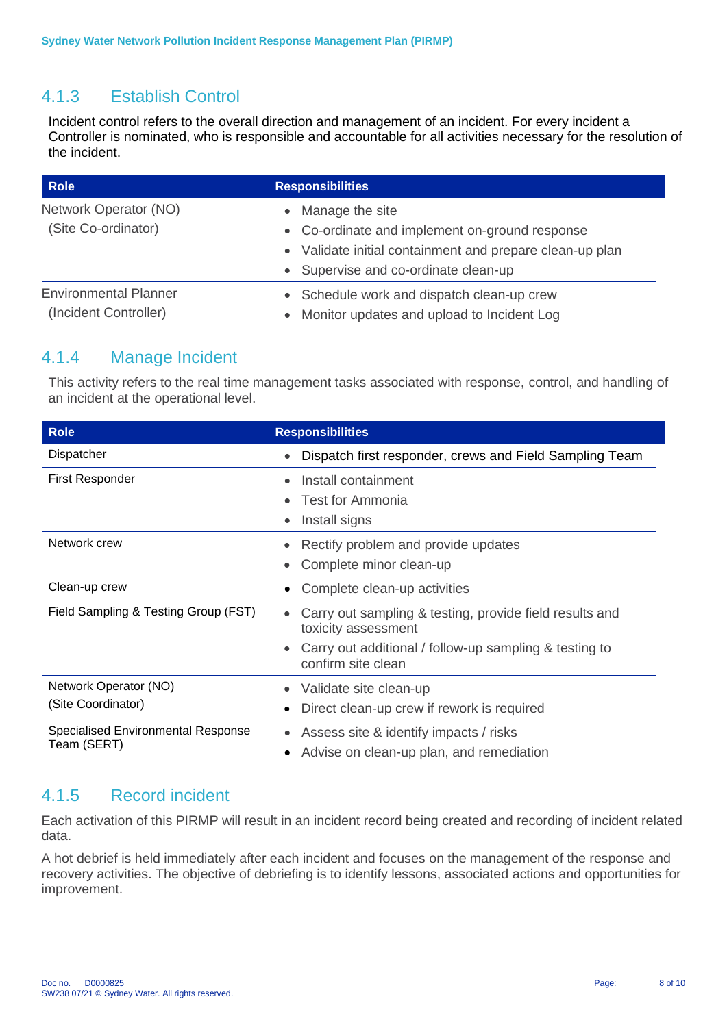### 4.1.3 Establish Control

Incident control refers to the overall direction and management of an incident. For every incident a Controller is nominated, who is responsible and accountable for all activities necessary for the resolution of the incident.

| Role | Responsibilities |
|---|---|
| Network Operator (NO)<br>(Site Co-ordinator) | • Manage the site<br>• Co-ordinate and implement on-ground response<br>• Validate initial containment and prepare clean-up plan<br>• Supervise and co-ordinate clean-up |
| Environmental Planner<br>(Incident Controller) | • Schedule work and dispatch clean-up crew<br>• Monitor updates and upload to Incident Log |

### 4.1.4 Manage Incident

This activity refers to the real time management tasks associated with response, control, and handling of an incident at the operational level.

| Role | Responsibilities |
|---|---|
| Dispatcher | • Dispatch first responder, crews and Field Sampling Team |
| First Responder | • Install containment<br>• Test for Ammonia<br>• Install signs |
| Network crew | • Rectify problem and provide updates<br>• Complete minor clean-up |
| Clean-up crew | • Complete clean-up activities |
| Field Sampling & Testing Group (FST) | • Carry out sampling & testing, provide field results and toxicity assessment<br>• Carry out additional / follow-up sampling & testing to confirm site clean |
| Network Operator (NO)<br>(Site Coordinator) | • Validate site clean-up<br>• Direct clean-up crew if rework is required |
| Specialised Environmental Response Team (SERT) | • Assess site & identify impacts / risks<br>• Advise on clean-up plan, and remediation |

### 4.1.5 Record incident

Each activation of this PIRMP will result in an incident record being created and recording of incident related data.

A hot debrief is held immediately after each incident and focuses on the management of the response and recovery activities. The objective of debriefing is to identify lessons, associated actions and opportunities for improvement.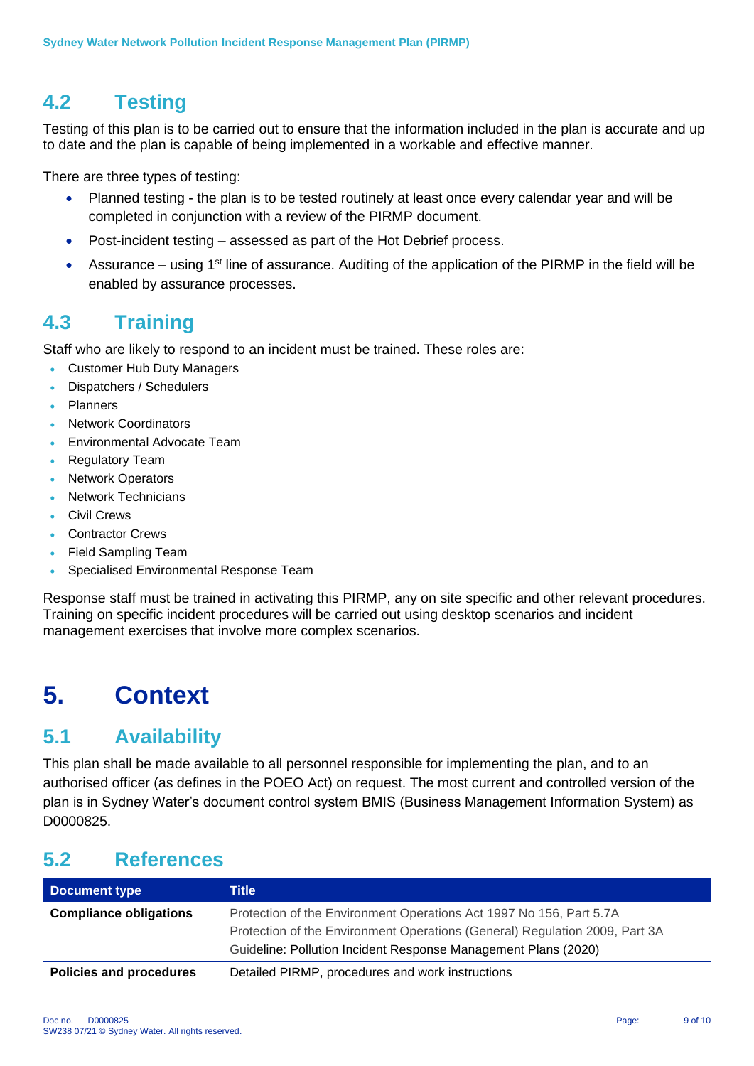## 4.2 Testing

Testing of this plan is to be carried out to ensure that the information included in the plan is accurate and up to date and the plan is capable of being implemented in a workable and effective manner.

There are three types of testing:

- Planned testing - the plan is to be tested routinely at least once every calendar year and will be completed in conjunction with a review of the PIRMP document.
- Post-incident testing – assessed as part of the Hot Debrief process.
- Assurance – using 1st line of assurance. Auditing of the application of the PIRMP in the field will be enabled by assurance processes.

## 4.3 Training

Staff who are likely to respond to an incident must be trained. These roles are:

- Customer Hub Duty Managers
- Dispatchers / Schedulers
- Planners
- Network Coordinators
- Environmental Advocate Team
- Regulatory Team
- Network Operators
- Network Technicians
- Civil Crews
- Contractor Crews
- Field Sampling Team
- Specialised Environmental Response Team

Response staff must be trained in activating this PIRMP, any on site specific and other relevant procedures. Training on specific incident procedures will be carried out using desktop scenarios and incident management exercises that involve more complex scenarios.

# 5. Context

## 5.1 Availability

This plan shall be made available to all personnel responsible for implementing the plan, and to an authorised officer (as defines in the POEO Act) on request. The most current and controlled version of the plan is in Sydney Water's document control system BMIS (Business Management Information System) as D0000825.

## 5.2 References

| Document type | Title |
|---|---|
| **Compliance obligations** | Protection of the Environment Operations Act 1997 No 156, Part 5.7A<br>Protection of the Environment Operations (General) Regulation 2009, Part 3A<br>Guideline: Pollution Incident Response Management Plans (2020) |
| **Policies and procedures** | Detailed PIRMP, procedures and work instructions |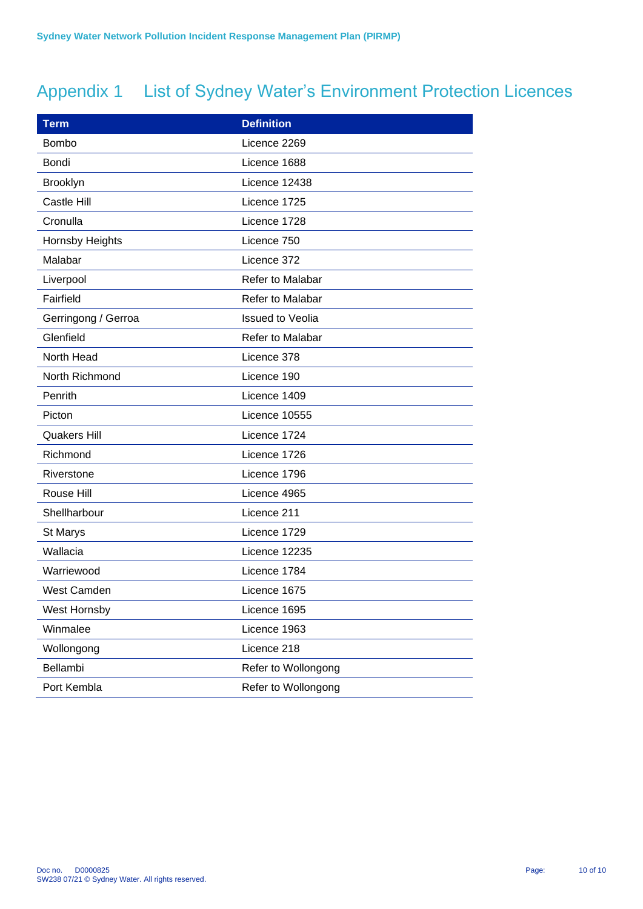# Appendix 1 List of Sydney Water's Environment Protection Licences

| Term | Definition |
|---|---|
| Bombo | Licence 2269 |
| Bondi | Licence 1688 |
| Brooklyn | Licence 12438 |
| Castle Hill | Licence 1725 |
| Cronulla | Licence 1728 |
| Hornsby Heights | Licence 750 |
| Malabar | Licence 372 |
| Liverpool | Refer to Malabar |
| Fairfield | Refer to Malabar |
| Gerringong / Gerroa | Issued to Veolia |
| Glenfield | Refer to Malabar |
| North Head | Licence 378 |
| North Richmond | Licence 190 |
| Penrith | Licence 1409 |
| Picton | Licence 10555 |
| Quakers Hill | Licence 1724 |
| Richmond | Licence 1726 |
| Riverstone | Licence 1796 |
| Rouse Hill | Licence 4965 |
| Shellharbour | Licence 211 |
| St Marys | Licence 1729 |
| Wallacia | Licence 12235 |
| Warriewood | Licence 1784 |
| West Camden | Licence 1675 |
| West Hornsby | Licence 1695 |
| Winmalee | Licence 1963 |
| Wollongong | Licence 218 |
| Bellambi | Refer to Wollongong |
| Port Kembla | Refer to Wollongong |